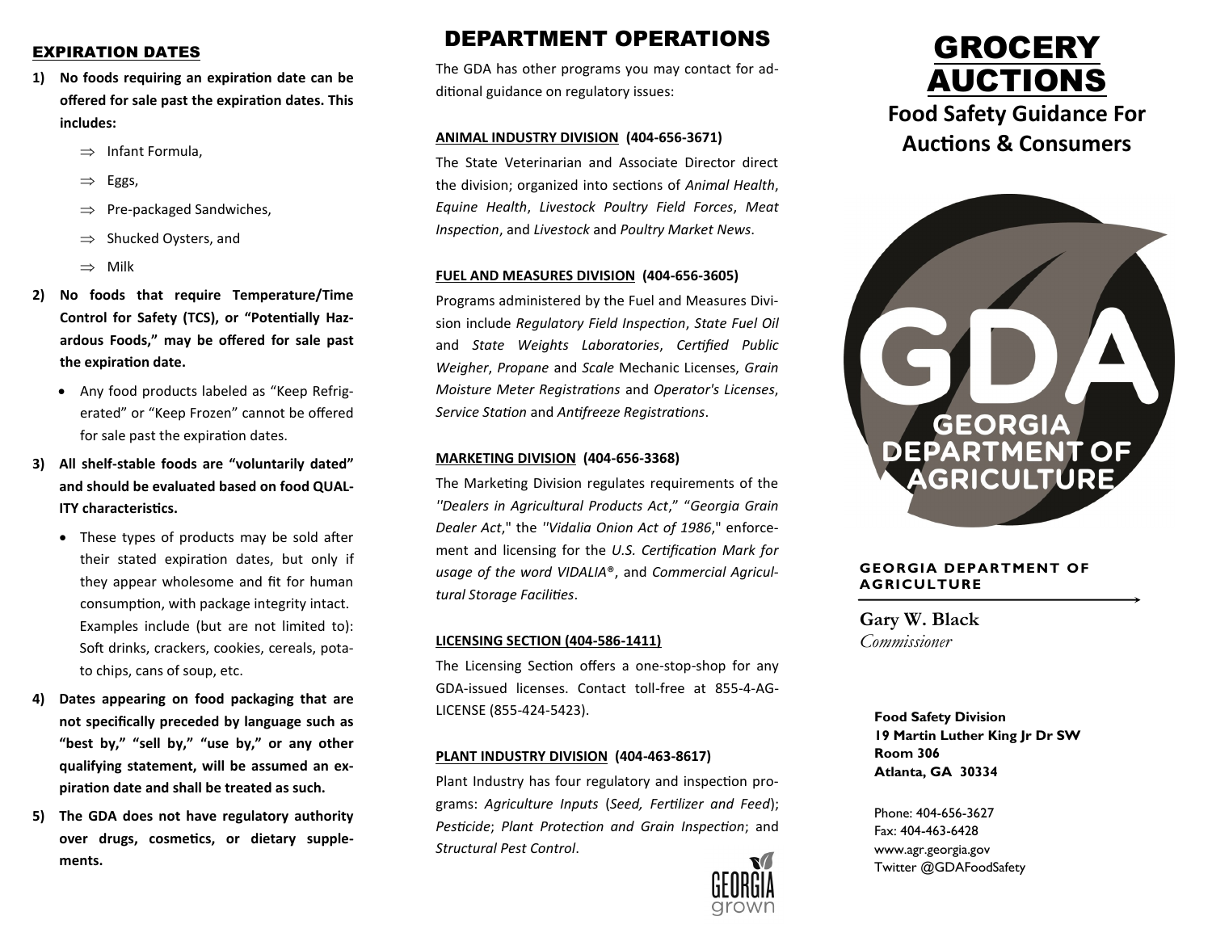## EXPIRATION DATES

1) **No foods requiring an expiration date can be offered for sale past the expiration dates. This includes:**
   - ⇒ Infant Formula,
   - ⇒ Eggs,
   - ⇒ Pre-packaged Sandwiches,
   - ⇒ Shucked Oysters, and
   - ⇒ Milk
2) **No foods that require Temperature/Time Control for Safety (TCS), or "Potentially Hazardous Foods," may be offered for sale past the expiration date.**
   - Any food products labeled as "Keep Refrigerated" or "Keep Frozen" cannot be offered for sale past the expiration dates.
3) **All shelf-stable foods are "voluntarily dated" and should be evaluated based on food QUALITY characteristics.**
   - These types of products may be sold after their stated expiration dates, but only if they appear wholesome and fit for human consumption, with package integrity intact. Examples include (but are not limited to): Soft drinks, crackers, cookies, cereals, potato chips, cans of soup, etc.
4) **Dates appearing on food packaging that are not specifically preceded by language such as "best by," "sell by," "use by," or any other qualifying statement, will be assumed an expiration date and shall be treated as such.**
5) **The GDA does not have regulatory authority over drugs, cosmetics, or dietary supplements.**

## DEPARTMENT OPERATIONS

The GDA has other programs you may contact for additional guidance on regulatory issues:

**ANIMAL INDUSTRY DIVISION (404-656-3671)**

The State Veterinarian and Associate Director direct the division; organized into sections of *Animal Health*, *Equine Health*, *Livestock Poultry Field Forces*, *Meat Inspection*, and *Livestock* and *Poultry Market News*.

**FUEL AND MEASURES DIVISION (404-656-3605)**

Programs administered by the Fuel and Measures Division include *Regulatory Field Inspection*, *State Fuel Oil* and *State Weights Laboratories*, *Certified Public Weigher*, *Propane* and *Scale* Mechanic Licenses, *Grain Moisture Meter Registrations* and *Operator's Licenses*, *Service Station* and *Antifreeze Registrations*.

**MARKETING DIVISION (404-656-3368)**

The Marketing Division regulates requirements of the *"Dealers in Agricultural Products Act*," "*Georgia Grain Dealer Act*," the *"Vidalia Onion Act of 1986*," enforcement and licensing for the *U.S. Certification Mark for usage of the word VIDALIA®*, and *Commercial Agricultural Storage Facilities*.

**LICENSING SECTION (404-586-1411)**

The Licensing Section offers a one-stop-shop for any GDA-issued licenses. Contact toll-free at 855-4-AG-LICENSE (855-424-5423).

**PLANT INDUSTRY DIVISION (404-463-8617)**

Plant Industry has four regulatory and inspection programs: *Agriculture Inputs* (*Seed, Fertilizer and Feed*); *Pesticide*; *Plant Protection and Grain Inspection*; and *Structural Pest Control*.

GEORGIA grown

# GROCERY AUCTIONS

## Food Safety Guidance For Auctions & Consumers

GDA GEORGIA DEPARTMENT OF AGRICULTURE

**GEORGIA DEPARTMENT OF AGRICULTURE**

**Gary W. Black**
*Commissioner*

**Food Safety Division**
**19 Martin Luther King Jr Dr SW**
**Room 306**
**Atlanta, GA 30334**

Phone: 404-656-3627
Fax: 404-463-6428
www.agr.georgia.gov
Twitter @GDAFoodSafety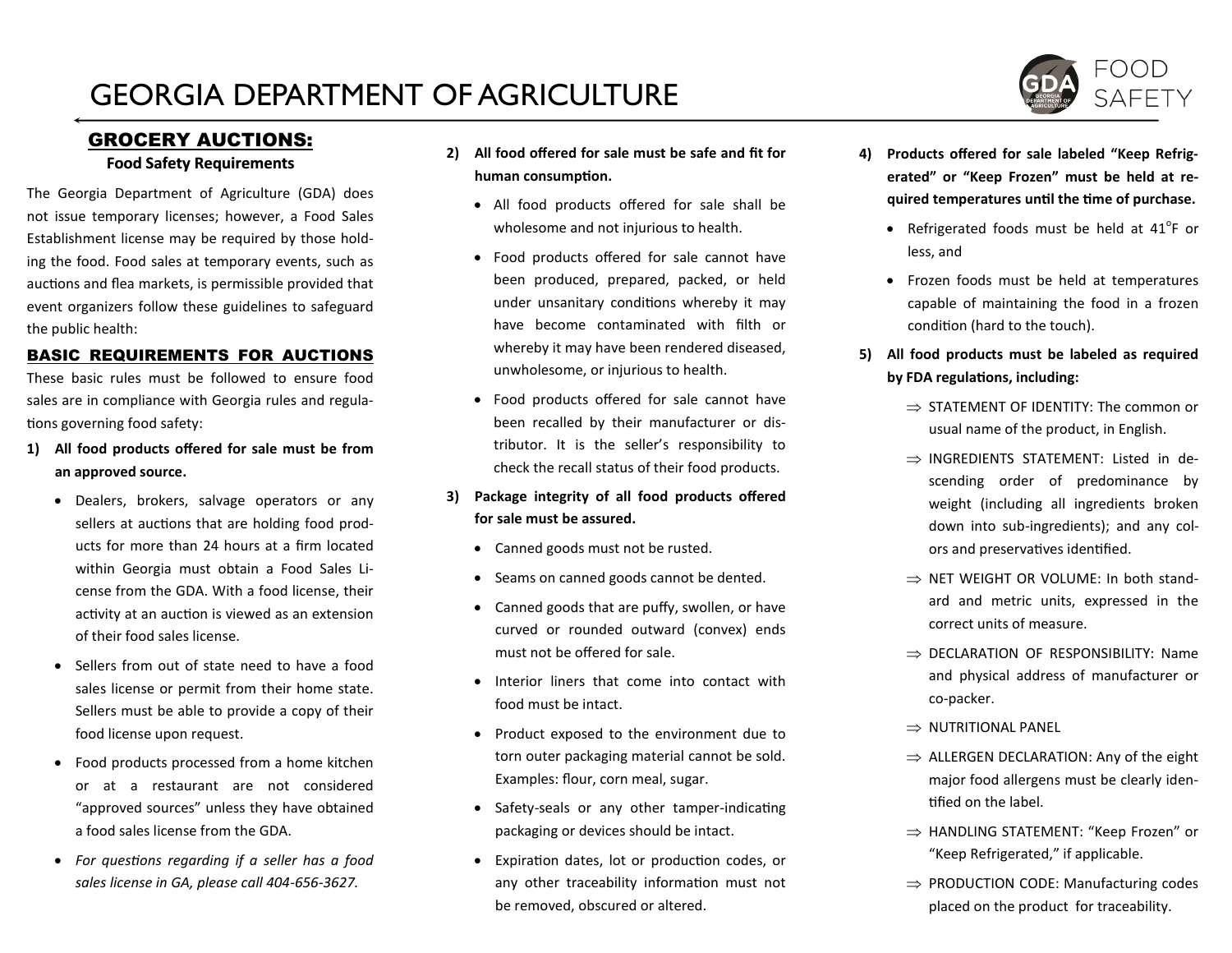# GEORGIA DEPARTMENT OF AGRICULTURE

FOOD SAFETY

## GROCERY AUCTIONS:

### Food Safety Requirements

The Georgia Department of Agriculture (GDA) does not issue temporary licenses; however, a Food Sales Establishment license may be required by those holding the food. Food sales at temporary events, such as auctions and flea markets, is permissible provided that event organizers follow these guidelines to safeguard the public health:

## BASIC REQUIREMENTS FOR AUCTIONS

These basic rules must be followed to ensure food sales are in compliance with Georgia rules and regulations governing food safety:

1) **All food products offered for sale must be from an approved source.**
   - Dealers, brokers, salvage operators or any sellers at auctions that are holding food products for more than 24 hours at a firm located within Georgia must obtain a Food Sales License from the GDA. With a food license, their activity at an auction is viewed as an extension of their food sales license.
   - Sellers from out of state need to have a food sales license or permit from their home state. Sellers must be able to provide a copy of their food license upon request.
   - Food products processed from a home kitchen or at a restaurant are not considered "approved sources" unless they have obtained a food sales license from the GDA.
   - *For questions regarding if a seller has a food sales license in GA, please call 404-656-3627.*

2) **All food offered for sale must be safe and fit for human consumption.**
   - All food products offered for sale shall be wholesome and not injurious to health.
   - Food products offered for sale cannot have been produced, prepared, packed, or held under unsanitary conditions whereby it may have become contaminated with filth or whereby it may have been rendered diseased, unwholesome, or injurious to health.
   - Food products offered for sale cannot have been recalled by their manufacturer or distributor. It is the seller's responsibility to check the recall status of their food products.

3) **Package integrity of all food products offered for sale must be assured.**
   - Canned goods must not be rusted.
   - Seams on canned goods cannot be dented.
   - Canned goods that are puffy, swollen, or have curved or rounded outward (convex) ends must not be offered for sale.
   - Interior liners that come into contact with food must be intact.
   - Product exposed to the environment due to torn outer packaging material cannot be sold. Examples: flour, corn meal, sugar.
   - Safety-seals or any other tamper-indicating packaging or devices should be intact.
   - Expiration dates, lot or production codes, or any other traceability information must not be removed, obscured or altered.

4) **Products offered for sale labeled "Keep Refrigerated" or "Keep Frozen" must be held at required temperatures until the time of purchase.**
   - Refrigerated foods must be held at 41°F or less, and
   - Frozen foods must be held at temperatures capable of maintaining the food in a frozen condition (hard to the touch).

5) **All food products must be labeled as required by FDA regulations, including:**
   - ⇒ STATEMENT OF IDENTITY: The common or usual name of the product, in English.
   - ⇒ INGREDIENTS STATEMENT: Listed in descending order of predominance by weight (including all ingredients broken down into sub-ingredients); and any colors and preservatives identified.
   - ⇒ NET WEIGHT OR VOLUME: In both standard and metric units, expressed in the correct units of measure.
   - ⇒ DECLARATION OF RESPONSIBILITY: Name and physical address of manufacturer or co-packer.
   - ⇒ NUTRITIONAL PANEL
   - ⇒ ALLERGEN DECLARATION: Any of the eight major food allergens must be clearly identified on the label.
   - ⇒ HANDLING STATEMENT: "Keep Frozen" or "Keep Refrigerated," if applicable.
   - ⇒ PRODUCTION CODE: Manufacturing codes placed on the product for traceability.